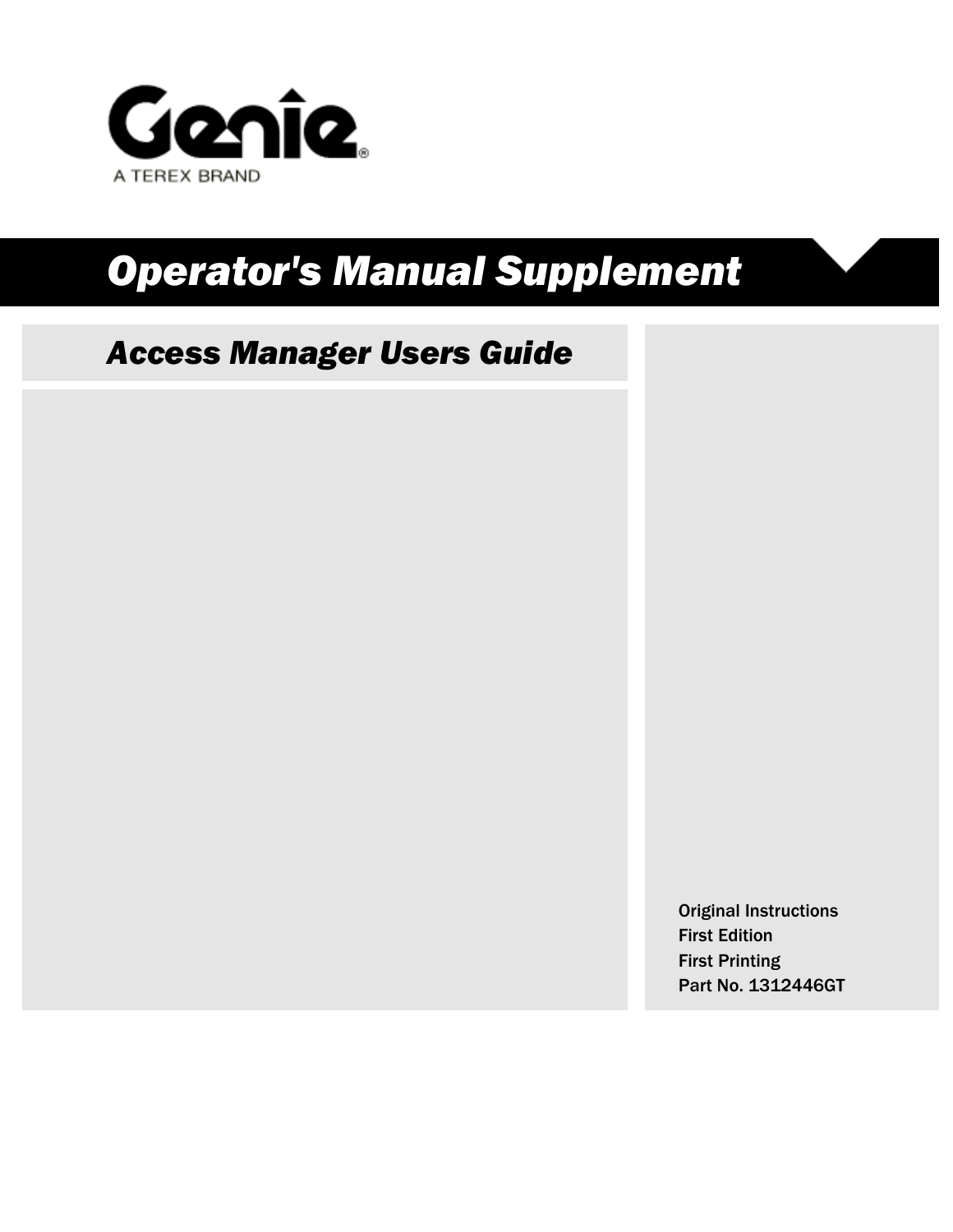Genie

A TEREX BRAND

# Operator's Manual Supplement

## Access Manager Users Guide

Original Instructions
First Edition
First Printing
Part No. 1312446GT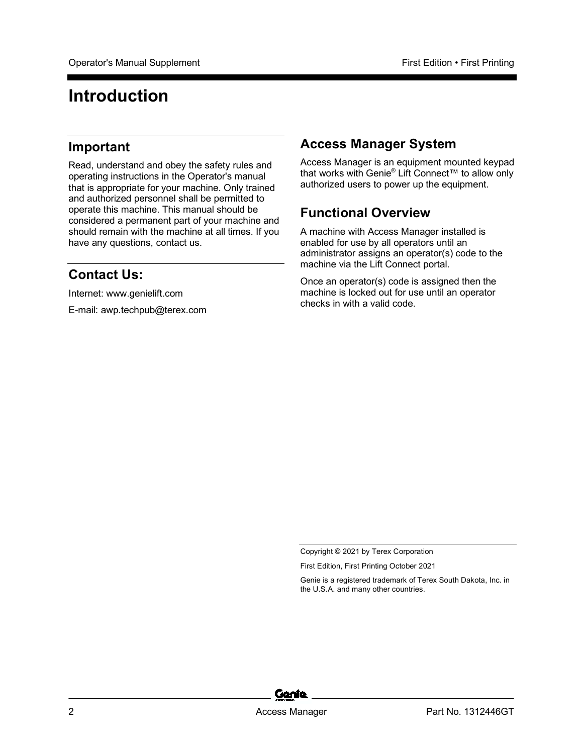# Introduction

## Important

Read, understand and obey the safety rules and operating instructions in the Operator's manual that is appropriate for your machine. Only trained and authorized personnel shall be permitted to operate this machine. This manual should be considered a permanent part of your machine and should remain with the machine at all times. If you have any questions, contact us.

## Contact Us:

Internet: www.genielift.com

E-mail: awp.techpub@terex.com

## Access Manager System

Access Manager is an equipment mounted keypad that works with Genie® Lift Connect™ to allow only authorized users to power up the equipment.

## Functional Overview

A machine with Access Manager installed is enabled for use by all operators until an administrator assigns an operator(s) code to the machine via the Lift Connect portal.

Once an operator(s) code is assigned then the machine is locked out for use until an operator checks in with a valid code.

Copyright © 2021 by Terex Corporation

First Edition, First Printing October 2021

Genie is a registered trademark of Terex South Dakota, Inc. in the U.S.A. and many other countries.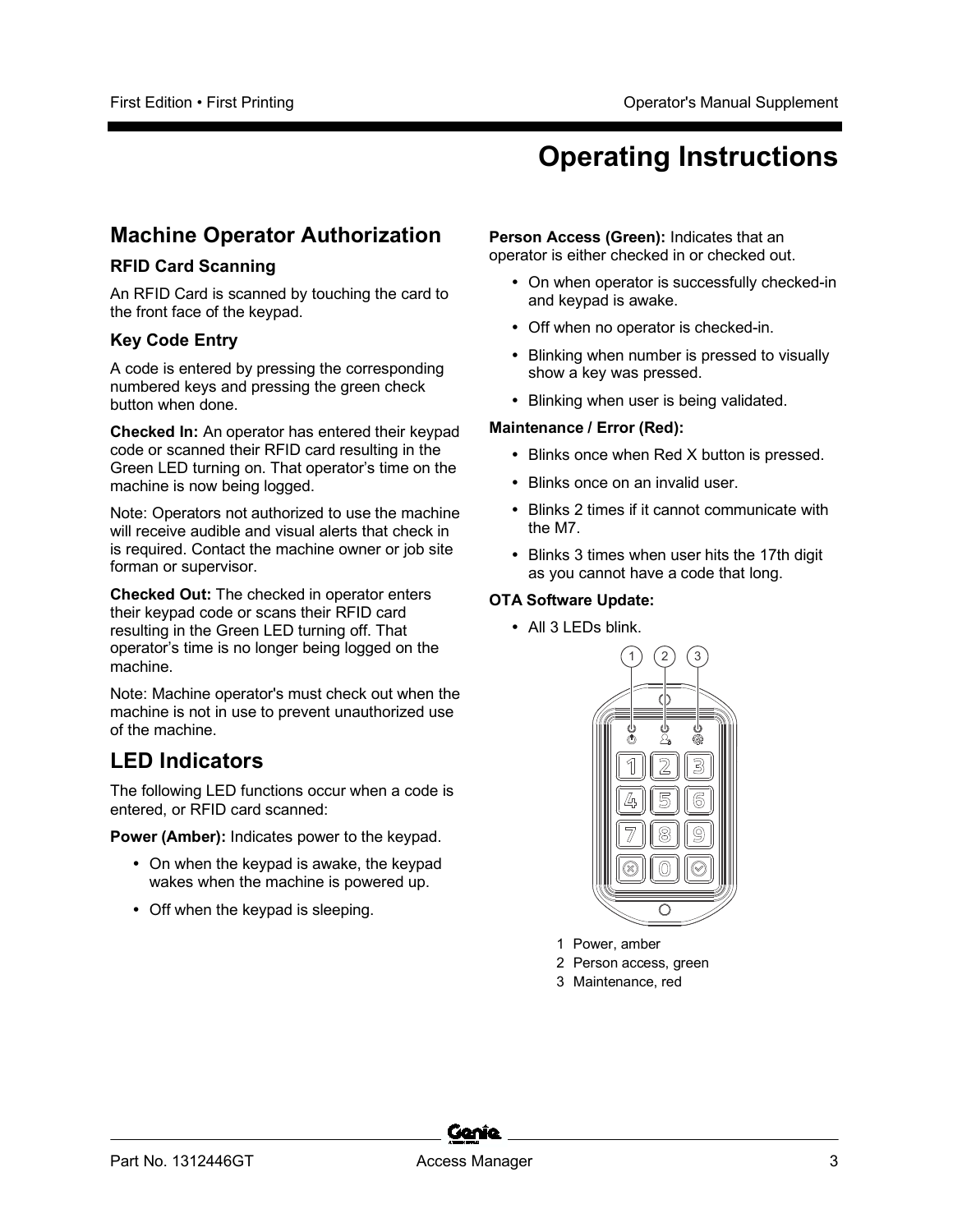# Operating Instructions

## Machine Operator Authorization

### RFID Card Scanning

An RFID Card is scanned by touching the card to the front face of the keypad.

### Key Code Entry

A code is entered by pressing the corresponding numbered keys and pressing the green check button when done.

**Checked In:** An operator has entered their keypad code or scanned their RFID card resulting in the Green LED turning on. That operator's time on the machine is now being logged.

Note: Operators not authorized to use the machine will receive audible and visual alerts that check in is required. Contact the machine owner or job site forman or supervisor.

**Checked Out:** The checked in operator enters their keypad code or scans their RFID card resulting in the Green LED turning off. That operator's time is no longer being logged on the machine.

Note: Machine operator's must check out when the machine is not in use to prevent unauthorized use of the machine.

## LED Indicators

The following LED functions occur when a code is entered, or RFID card scanned:

**Power (Amber):** Indicates power to the keypad.

- On when the keypad is awake, the keypad wakes when the machine is powered up.
- Off when the keypad is sleeping.

**Person Access (Green):** Indicates that an operator is either checked in or checked out.

- On when operator is successfully checked-in and keypad is awake.
- Off when no operator is checked-in.
- Blinking when number is pressed to visually show a key was pressed.
- Blinking when user is being validated.

**Maintenance / Error (Red):**

- Blinks once when Red X button is pressed.
- Blinks once on an invalid user.
- Blinks 2 times if it cannot communicate with the M7.
- Blinks 3 times when user hits the 17th digit as you cannot have a code that long.

**OTA Software Update:**

- All 3 LEDs blink.

1 Power, amber
2 Person access, green
3 Maintenance, red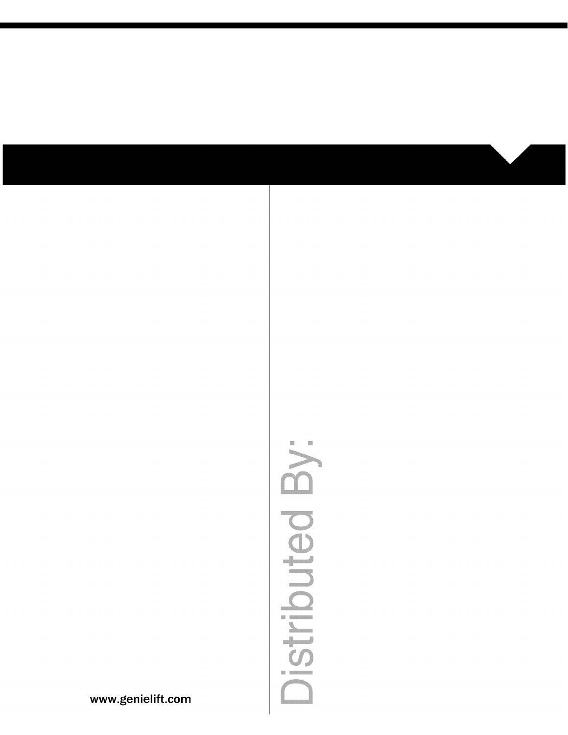www.genielift.com

Distributed By: